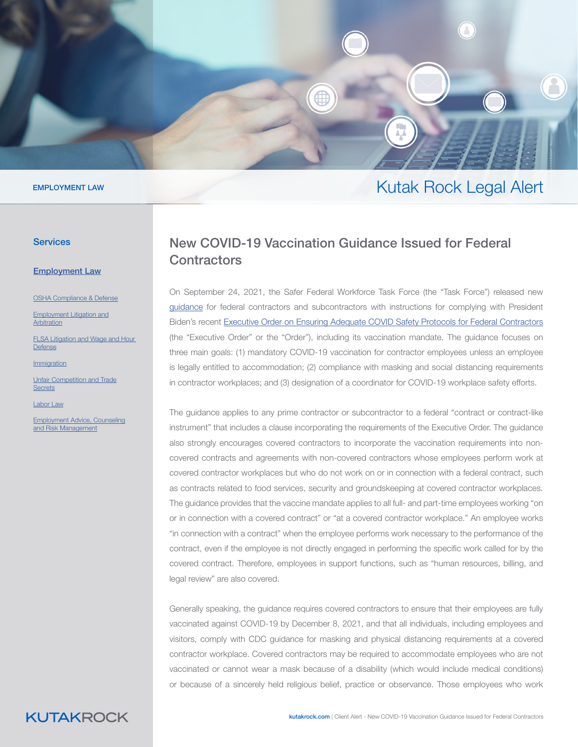EMPLOYMENT LAW

# Kutak Rock Legal Alert

## Services

[Employment Law](#)

- [OSHA Compliance & Defense](#)
- [Employment Litigation and Arbitration](#)
- [FLSA Litigation and Wage and Hour Defense](#)
- [Immigration](#)
- [Unfair Competition and Trade Secrets](#)
- [Labor Law](#)
- [Employment Advice, Counseling and Risk Management](#)

## New COVID-19 Vaccination Guidance Issued for Federal Contractors

On September 24, 2021, the Safer Federal Workforce Task Force (the "Task Force") released new [guidance](#) for federal contractors and subcontractors with instructions for complying with President Biden's recent [Executive Order on Ensuring Adequate COVID Safety Protocols for Federal Contractors](#) (the "Executive Order" or the "Order"), including its vaccination mandate. The guidance focuses on three main goals: (1) mandatory COVID-19 vaccination for contractor employees unless an employee is legally entitled to accommodation; (2) compliance with masking and social distancing requirements in contractor workplaces; and (3) designation of a coordinator for COVID-19 workplace safety efforts.

The guidance applies to any prime contractor or subcontractor to a federal "contract or contract-like instrument" that includes a clause incorporating the requirements of the Executive Order. The guidance also strongly encourages covered contractors to incorporate the vaccination requirements into non-covered contracts and agreements with non-covered contractors whose employees perform work at covered contractor workplaces but who do not work on or in connection with a federal contract, such as contracts related to food services, security and groundskeeping at covered contractor workplaces. The guidance provides that the vaccine mandate applies to all full- and part-time employees working "on or in connection with a covered contract" or "at a covered contractor workplace." An employee works "in connection with a contract" when the employee performs work necessary to the performance of the contract, even if the employee is not directly engaged in performing the specific work called for by the covered contract. Therefore, employees in support functions, such as "human resources, billing, and legal review" are also covered.

Generally speaking, the guidance requires covered contractors to ensure that their employees are fully vaccinated against COVID-19 by December 8, 2021, and that all individuals, including employees and visitors, comply with CDC guidance for masking and physical distancing requirements at a covered contractor workplace. Covered contractors may be required to accommodate employees who are not vaccinated or cannot wear a mask because of a disability (which would include medical conditions) or because of a sincerely held religious belief, practice or observance. Those employees who work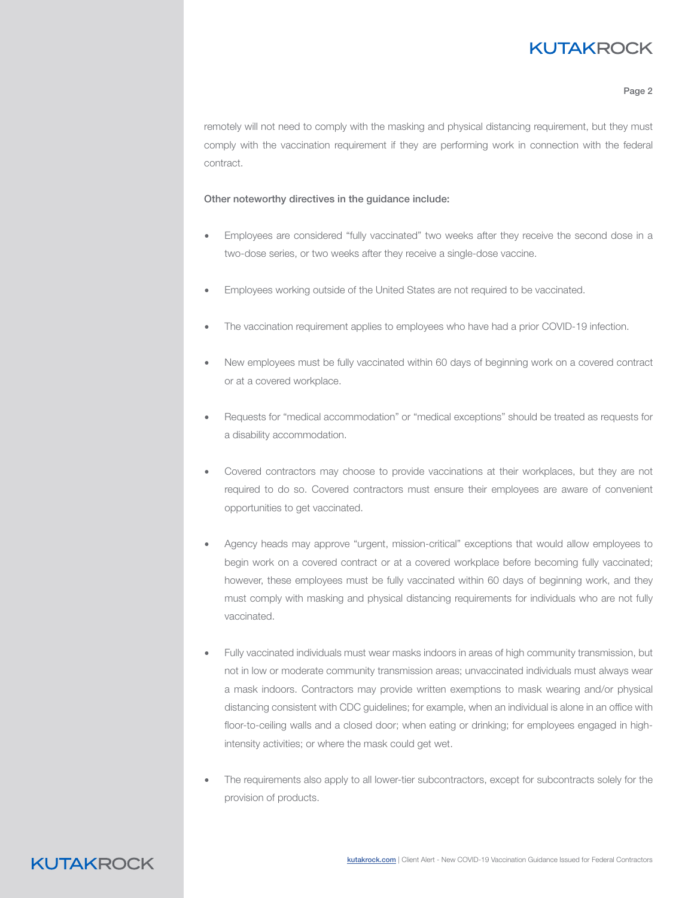remotely will not need to comply with the masking and physical distancing requirement, but they must comply with the vaccination requirement if they are performing work in connection with the federal contract.

**Other noteworthy directives in the guidance include:**

- Employees are considered "fully vaccinated" two weeks after they receive the second dose in a two-dose series, or two weeks after they receive a single-dose vaccine.
- Employees working outside of the United States are not required to be vaccinated.
- The vaccination requirement applies to employees who have had a prior COVID-19 infection.
- New employees must be fully vaccinated within 60 days of beginning work on a covered contract or at a covered workplace.
- Requests for "medical accommodation" or "medical exceptions" should be treated as requests for a disability accommodation.
- Covered contractors may choose to provide vaccinations at their workplaces, but they are not required to do so. Covered contractors must ensure their employees are aware of convenient opportunities to get vaccinated.
- Agency heads may approve "urgent, mission-critical" exceptions that would allow employees to begin work on a covered contract or at a covered workplace before becoming fully vaccinated; however, these employees must be fully vaccinated within 60 days of beginning work, and they must comply with masking and physical distancing requirements for individuals who are not fully vaccinated.
- Fully vaccinated individuals must wear masks indoors in areas of high community transmission, but not in low or moderate community transmission areas; unvaccinated individuals must always wear a mask indoors. Contractors may provide written exemptions to mask wearing and/or physical distancing consistent with CDC guidelines; for example, when an individual is alone in an office with floor-to-ceiling walls and a closed door; when eating or drinking; for employees engaged in high-intensity activities; or where the mask could get wet.
- The requirements also apply to all lower-tier subcontractors, except for subcontracts solely for the provision of products.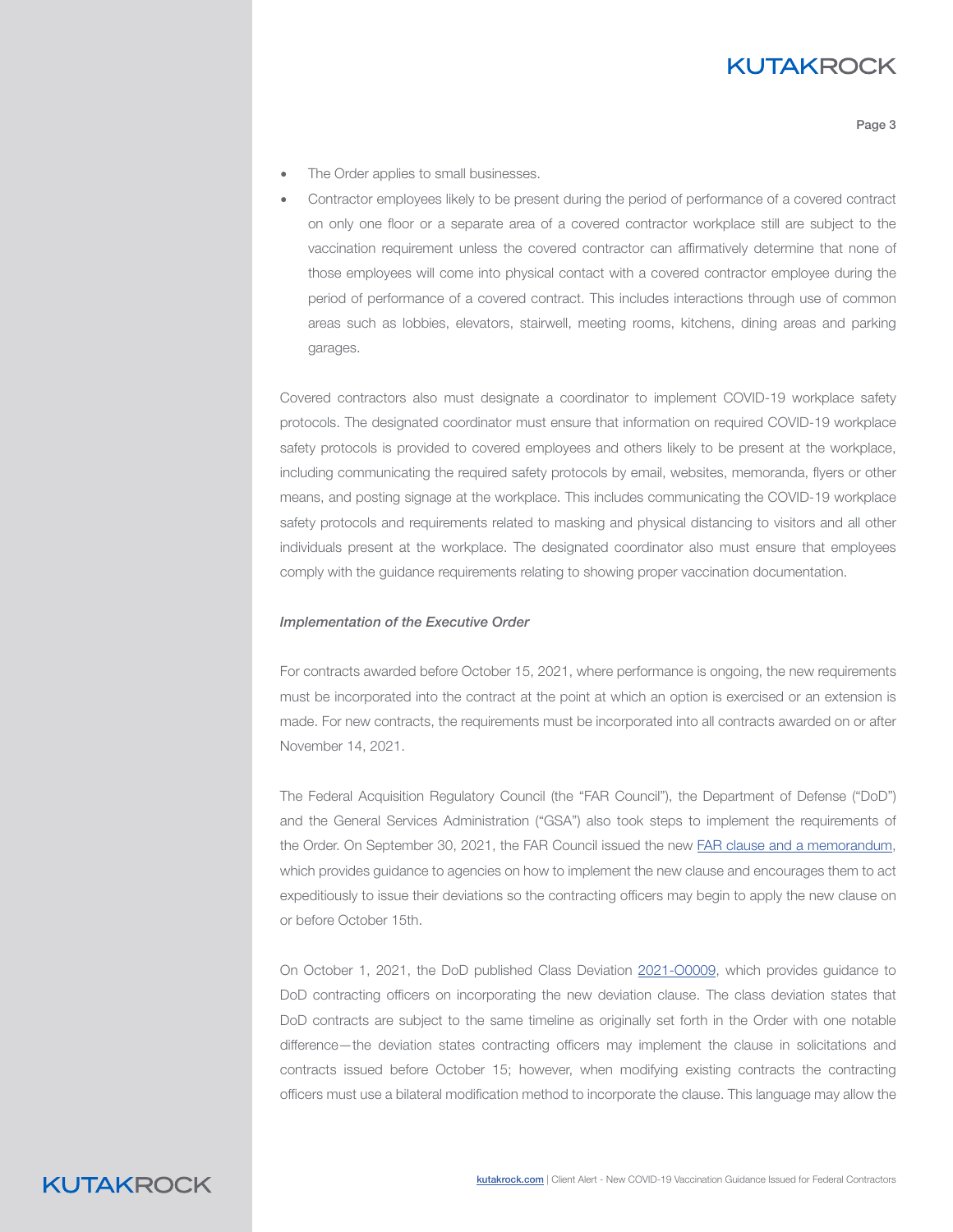- The Order applies to small businesses.
- Contractor employees likely to be present during the period of performance of a covered contract on only one floor or a separate area of a covered contractor workplace still are subject to the vaccination requirement unless the covered contractor can affirmatively determine that none of those employees will come into physical contact with a covered contractor employee during the period of performance of a covered contract. This includes interactions through use of common areas such as lobbies, elevators, stairwell, meeting rooms, kitchens, dining areas and parking garages.

Covered contractors also must designate a coordinator to implement COVID-19 workplace safety protocols. The designated coordinator must ensure that information on required COVID-19 workplace safety protocols is provided to covered employees and others likely to be present at the workplace, including communicating the required safety protocols by email, websites, memoranda, flyers or other means, and posting signage at the workplace. This includes communicating the COVID-19 workplace safety protocols and requirements related to masking and physical distancing to visitors and all other individuals present at the workplace. The designated coordinator also must ensure that employees comply with the guidance requirements relating to showing proper vaccination documentation.

*Implementation of the Executive Order*

For contracts awarded before October 15, 2021, where performance is ongoing, the new requirements must be incorporated into the contract at the point at which an option is exercised or an extension is made. For new contracts, the requirements must be incorporated into all contracts awarded on or after November 14, 2021.

The Federal Acquisition Regulatory Council (the "FAR Council"), the Department of Defense ("DoD") and the General Services Administration ("GSA") also took steps to implement the requirements of the Order. On September 30, 2021, the FAR Council issued the new FAR clause and a memorandum, which provides guidance to agencies on how to implement the new clause and encourages them to act expeditiously to issue their deviations so the contracting officers may begin to apply the new clause on or before October 15th.

On October 1, 2021, the DoD published Class Deviation 2021-O0009, which provides guidance to DoD contracting officers on incorporating the new deviation clause. The class deviation states that DoD contracts are subject to the same timeline as originally set forth in the Order with one notable difference—the deviation states contracting officers may implement the clause in solicitations and contracts issued before October 15; however, when modifying existing contracts the contracting officers must use a bilateral modification method to incorporate the clause. This language may allow the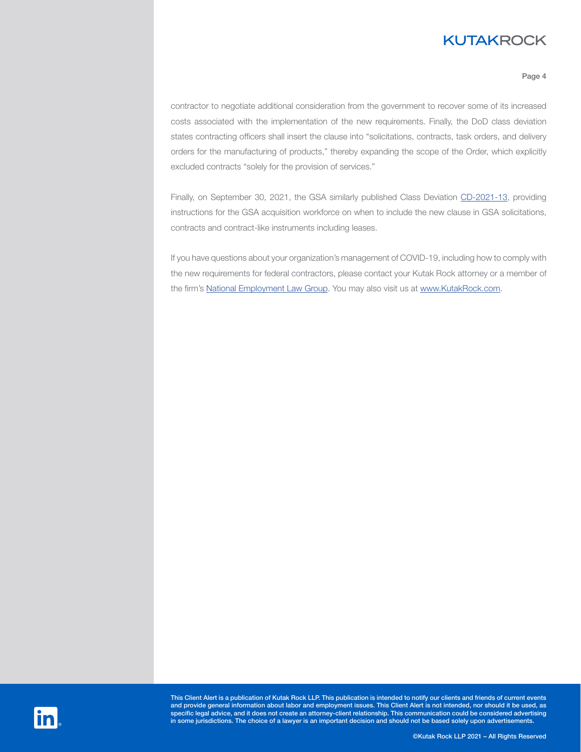contractor to negotiate additional consideration from the government to recover some of its increased costs associated with the implementation of the new requirements. Finally, the DoD class deviation states contracting officers shall insert the clause into "solicitations, contracts, task orders, and delivery orders for the manufacturing of products," thereby expanding the scope of the Order, which explicitly excluded contracts "solely for the provision of services."

Finally, on September 30, 2021, the GSA similarly published Class Deviation CD-2021-13, providing instructions for the GSA acquisition workforce on when to include the new clause in GSA solicitations, contracts and contract-like instruments including leases.

If you have questions about your organization's management of COVID-19, including how to comply with the new requirements for federal contractors, please contact your Kutak Rock attorney or a member of the firm's National Employment Law Group. You may also visit us at www.KutakRock.com.

This Client Alert is a publication of Kutak Rock LLP. This publication is intended to notify our clients and friends of current events and provide general information about labor and employment issues. This Client Alert is not intended, nor should it be used, as specific legal advice, and it does not create an attorney-client relationship. This communication could be considered advertising in some jurisdictions. The choice of a lawyer is an important decision and should not be based solely upon advertisements.

©Kutak Rock LLP 2021 – All Rights Reserved